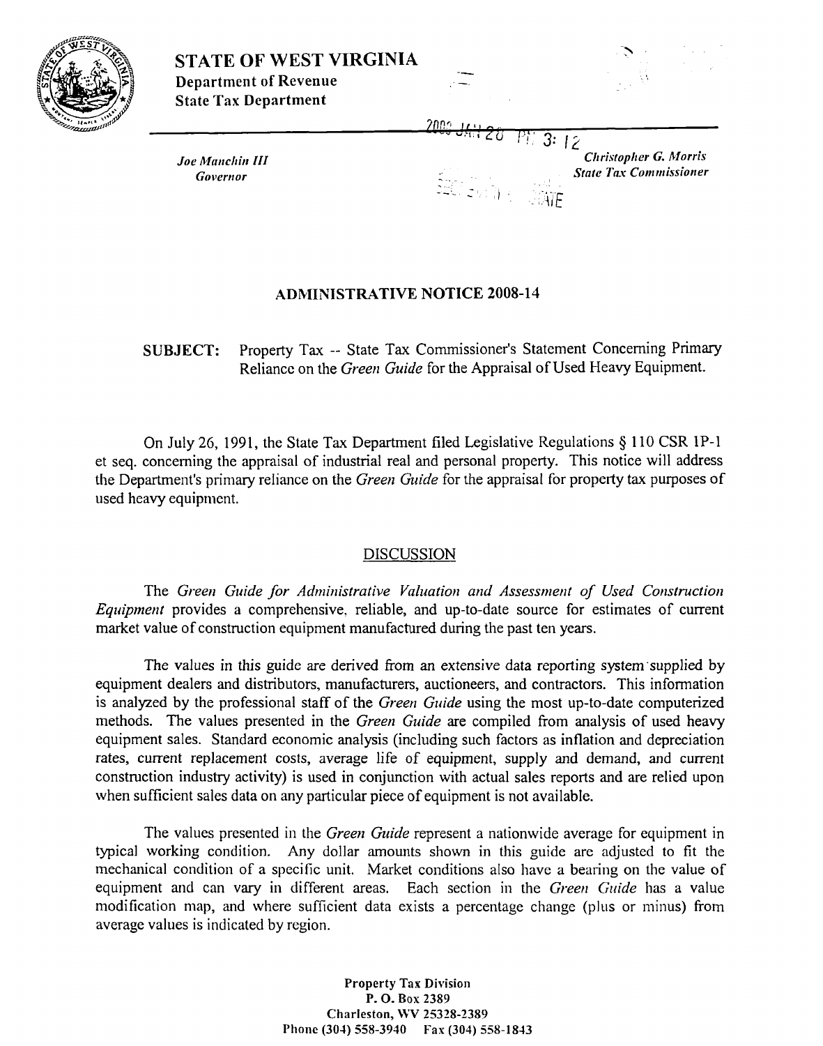# STATE OF WEST VIRGINIA

**Department of Revenue**
**State Tax Department**

2008 JAN 28 PM 3:12

*Joe Manchin III*
*Governor*

*Christopher G. Morris*
*State Tax Commissioner*

SECRETARY OF STATE

## ADMINISTRATIVE NOTICE 2008-14

**SUBJECT:** Property Tax -- State Tax Commissioner's Statement Concerning Primary Reliance on the *Green Guide* for the Appraisal of Used Heavy Equipment.

On July 26, 1991, the State Tax Department filed Legislative Regulations § 110 CSR 1P-1 et seq. concerning the appraisal of industrial real and personal property. This notice will address the Department's primary reliance on the *Green Guide* for the appraisal for property tax purposes of used heavy equipment.

### DISCUSSION

The *Green Guide for Administrative Valuation and Assessment of Used Construction Equipment* provides a comprehensive, reliable, and up-to-date source for estimates of current market value of construction equipment manufactured during the past ten years.

The values in this guide are derived from an extensive data reporting system supplied by equipment dealers and distributors, manufacturers, auctioneers, and contractors. This information is analyzed by the professional staff of the *Green Guide* using the most up-to-date computerized methods. The values presented in the *Green Guide* are compiled from analysis of used heavy equipment sales. Standard economic analysis (including such factors as inflation and depreciation rates, current replacement costs, average life of equipment, supply and demand, and current construction industry activity) is used in conjunction with actual sales reports and are relied upon when sufficient sales data on any particular piece of equipment is not available.

The values presented in the *Green Guide* represent a nationwide average for equipment in typical working condition. Any dollar amounts shown in this guide are adjusted to fit the mechanical condition of a specific unit. Market conditions also have a bearing on the value of equipment and can vary in different areas. Each section in the *Green Guide* has a value modification map, and where sufficient data exists a percentage change (plus or minus) from average values is indicated by region.

**Property Tax Division**
**P. O. Box 2389**
**Charleston, WV 25328-2389**
**Phone (304) 558-3940 Fax (304) 558-1843**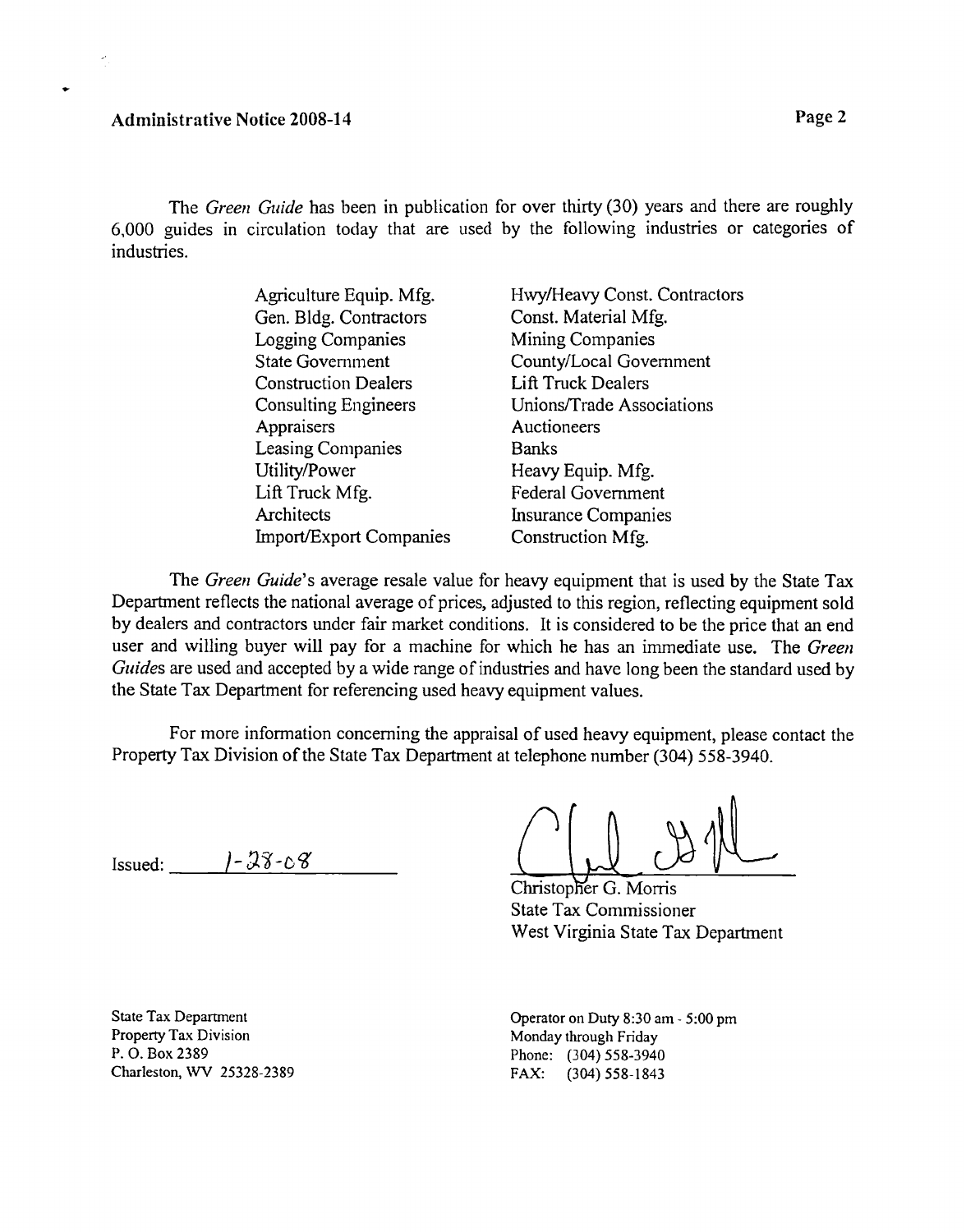The *Green Guide* has been in publication for over thirty (30) years and there are roughly 6,000 guides in circulation today that are used by the following industries or categories of industries.

| | |
|---|---|
| Agriculture Equip. Mfg. | Hwy/Heavy Const. Contractors |
| Gen. Bldg. Contractors | Const. Material Mfg. |
| Logging Companies | Mining Companies |
| State Government | County/Local Government |
| Construction Dealers | Lift Truck Dealers |
| Consulting Engineers | Unions/Trade Associations |
| Appraisers | Auctioneers |
| Leasing Companies | Banks |
| Utility/Power | Heavy Equip. Mfg. |
| Lift Truck Mfg. | Federal Government |
| Architects | Insurance Companies |
| Import/Export Companies | Construction Mfg. |

The *Green Guide*'s average resale value for heavy equipment that is used by the State Tax Department reflects the national average of prices, adjusted to this region, reflecting equipment sold by dealers and contractors under fair market conditions. It is considered to be the price that an end user and willing buyer will pay for a machine for which he has an immediate use. The *Green Guides* are used and accepted by a wide range of industries and have long been the standard used by the State Tax Department for referencing used heavy equipment values.

For more information concerning the appraisal of used heavy equipment, please contact the Property Tax Division of the State Tax Department at telephone number (304) 558-3940.

Issued: 1-28-08

Christopher G. Morris
State Tax Commissioner
West Virginia State Tax Department

State Tax Department
Property Tax Division
P. O. Box 2389
Charleston, WV 25328-2389

Operator on Duty 8:30 am - 5:00 pm
Monday through Friday
Phone: (304) 558-3940
FAX: (304) 558-1843